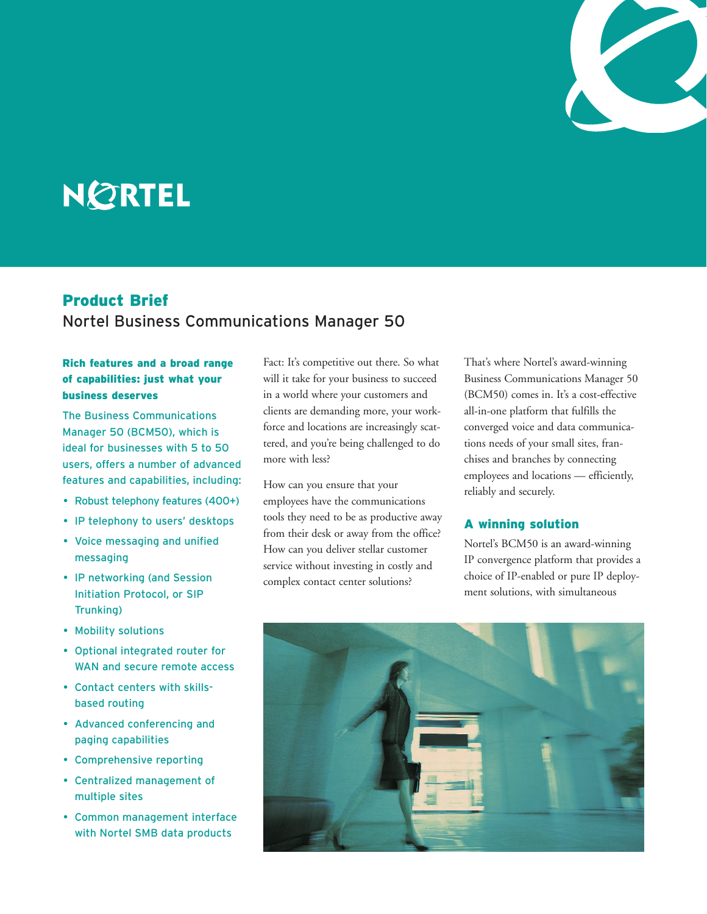NORTEL

## Product Brief

### Nortel Business Communications Manager 50

#### Rich features and a broad range of capabilities: just what your business deserves

The Business Communications Manager 50 (BCM50), which is ideal for businesses with 5 to 50 users, offers a number of advanced features and capabilities, including:

- Robust telephony features (400+)
- IP telephony to users' desktops
- Voice messaging and unified messaging
- IP networking (and Session Initiation Protocol, or SIP Trunking)
- Mobility solutions
- Optional integrated router for WAN and secure remote access
- Contact centers with skills-based routing
- Advanced conferencing and paging capabilities
- Comprehensive reporting
- Centralized management of multiple sites
- Common management interface with Nortel SMB data products

Fact: It's competitive out there. So what will it take for your business to succeed in a world where your customers and clients are demanding more, your workforce and locations are increasingly scattered, and you're being challenged to do more with less?

How can you ensure that your employees have the communications tools they need to be as productive away from their desk or away from the office? How can you deliver stellar customer service without investing in costly and complex contact center solutions?

That's where Nortel's award-winning Business Communications Manager 50 (BCM50) comes in. It's a cost-effective all-in-one platform that fulfills the converged voice and data communications needs of your small sites, franchises and branches by connecting employees and locations — efficiently, reliably and securely.

#### A winning solution

Nortel's BCM50 is an award-winning IP convergence platform that provides a choice of IP-enabled or pure IP deployment solutions, with simultaneous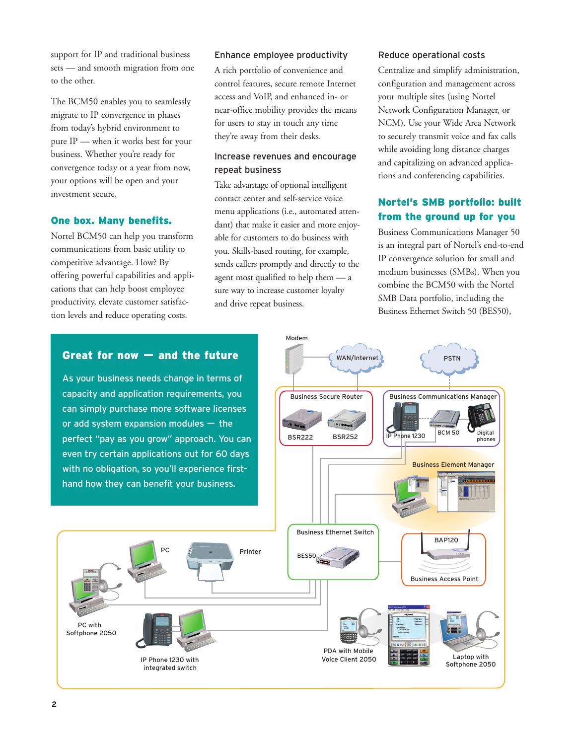support for IP and traditional business sets — and smooth migration from one to the other.

The BCM50 enables you to seamlessly migrate to IP convergence in phases from today's hybrid environment to pure IP — when it works best for your business. Whether you're ready for convergence today or a year from now, your options will be open and your investment secure.

## One box. Many benefits.

Nortel BCM50 can help you transform communications from basic utility to competitive advantage. How? By offering powerful capabilities and applications that can help boost employee productivity, elevate customer satisfaction levels and reduce operating costs.

### Enhance employee productivity

A rich portfolio of convenience and control features, secure remote Internet access and VoIP, and enhanced in- or near-office mobility provides the means for users to stay in touch any time they're away from their desks.

### Increase revenues and encourage repeat business

Take advantage of optional intelligent contact center and self-service voice menu applications (i.e., automated attendant) that make it easier and more enjoyable for customers to do business with you. Skills-based routing, for example, sends callers promptly and directly to the agent most qualified to help them — a sure way to increase customer loyalty and drive repeat business.

### Reduce operational costs

Centralize and simplify administration, configuration and management across your multiple sites (using Nortel Network Configuration Manager, or NCM). Use your Wide Area Network to securely transmit voice and fax calls while avoiding long distance charges and capitalizing on advanced applications and conferencing capabilities.

## Nortel's SMB portfolio: built from the ground up for you

Business Communications Manager 50 is an integral part of Nortel's end-to-end IP convergence solution for small and medium businesses (SMBs). When you combine the BCM50 with the Nortel SMB Data portfolio, including the Business Ethernet Switch 50 (BES50),

## Great for now — and the future

As your business needs change in terms of capacity and application requirements, you can simply purchase more software licenses or add system expansion modules — the perfect "pay as you grow" approach. You can even try certain applications out for 60 days with no obligation, so you'll experience first-hand how they can benefit your business.

Modem | WAN/Internet | PSTN | Business Secure Router: BSR222, BSR252 | Business Communications Manager: IP Phone 1230, BCM 50, Digital phones | Business Element Manager | Business Ethernet Switch: BES50 | BAP120 Business Access Point | PC | Printer | PC with Softphone 2050 | IP Phone 1230 with integrated switch | PDA with Mobile Voice Client 2050 | Laptop with Softphone 2050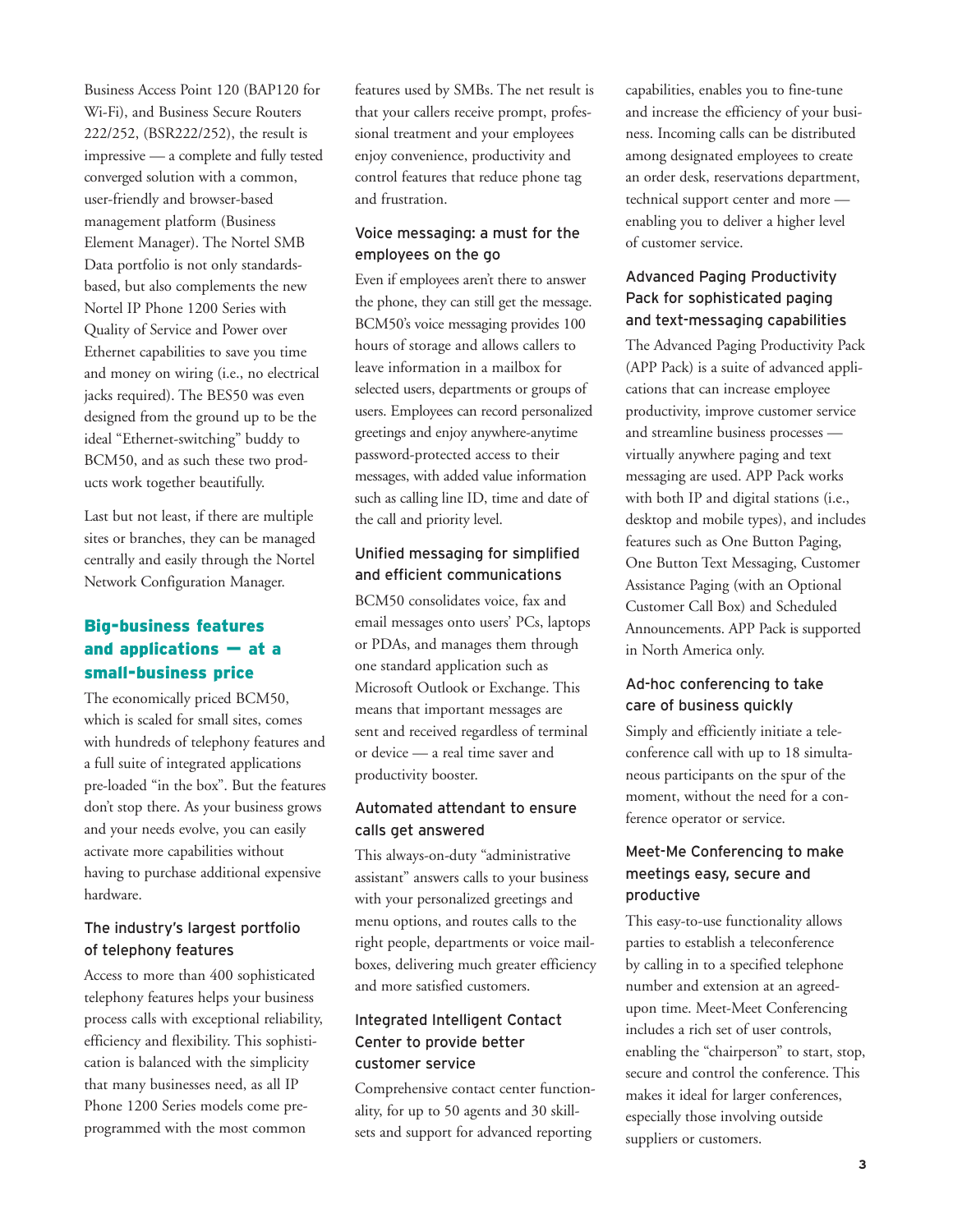Business Access Point 120 (BAP120 for Wi-Fi), and Business Secure Routers 222/252, (BSR222/252), the result is impressive — a complete and fully tested converged solution with a common, user-friendly and browser-based management platform (Business Element Manager). The Nortel SMB Data portfolio is not only standards-based, but also complements the new Nortel IP Phone 1200 Series with Quality of Service and Power over Ethernet capabilities to save you time and money on wiring (i.e., no electrical jacks required). The BES50 was even designed from the ground up to be the ideal "Ethernet-switching" buddy to BCM50, and as such these two products work together beautifully.

Last but not least, if there are multiple sites or branches, they can be managed centrally and easily through the Nortel Network Configuration Manager.

## Big-business features and applications — at a small-business price

The economically priced BCM50, which is scaled for small sites, comes with hundreds of telephony features and a full suite of integrated applications pre-loaded "in the box". But the features don't stop there. As your business grows and your needs evolve, you can easily activate more capabilities without having to purchase additional expensive hardware.

### The industry's largest portfolio of telephony features

Access to more than 400 sophisticated telephony features helps your business process calls with exceptional reliability, efficiency and flexibility. This sophistication is balanced with the simplicity that many businesses need, as all IP Phone 1200 Series models come pre-programmed with the most common features used by SMBs. The net result is that your callers receive prompt, professional treatment and your employees enjoy convenience, productivity and control features that reduce phone tag and frustration.

### Voice messaging: a must for the employees on the go

Even if employees aren't there to answer the phone, they can still get the message. BCM50's voice messaging provides 100 hours of storage and allows callers to leave information in a mailbox for selected users, departments or groups of users. Employees can record personalized greetings and enjoy anywhere-anytime password-protected access to their messages, with added value information such as calling line ID, time and date of the call and priority level.

### Unified messaging for simplified and efficient communications

BCM50 consolidates voice, fax and email messages onto users' PCs, laptops or PDAs, and manages them through one standard application such as Microsoft Outlook or Exchange. This means that important messages are sent and received regardless of terminal or device — a real time saver and productivity booster.

### Automated attendant to ensure calls get answered

This always-on-duty "administrative assistant" answers calls to your business with your personalized greetings and menu options, and routes calls to the right people, departments or voice mailboxes, delivering much greater efficiency and more satisfied customers.

### Integrated Intelligent Contact Center to provide better customer service

Comprehensive contact center functionality, for up to 50 agents and 30 skillsets and support for advanced reporting capabilities, enables you to fine-tune and increase the efficiency of your business. Incoming calls can be distributed among designated employees to create an order desk, reservations department, technical support center and more — enabling you to deliver a higher level of customer service.

### Advanced Paging Productivity Pack for sophisticated paging and text-messaging capabilities

The Advanced Paging Productivity Pack (APP Pack) is a suite of advanced applications that can increase employee productivity, improve customer service and streamline business processes — virtually anywhere paging and text messaging are used. APP Pack works with both IP and digital stations (i.e., desktop and mobile types), and includes features such as One Button Paging, One Button Text Messaging, Customer Assistance Paging (with an Optional Customer Call Box) and Scheduled Announcements. APP Pack is supported in North America only.

### Ad-hoc conferencing to take care of business quickly

Simply and efficiently initiate a teleconference call with up to 18 simultaneous participants on the spur of the moment, without the need for a conference operator or service.

### Meet-Me Conferencing to make meetings easy, secure and productive

This easy-to-use functionality allows parties to establish a teleconference by calling in to a specified telephone number and extension at an agreed-upon time. Meet-Meet Conferencing includes a rich set of user controls, enabling the "chairperson" to start, stop, secure and control the conference. This makes it ideal for larger conferences, especially those involving outside suppliers or customers.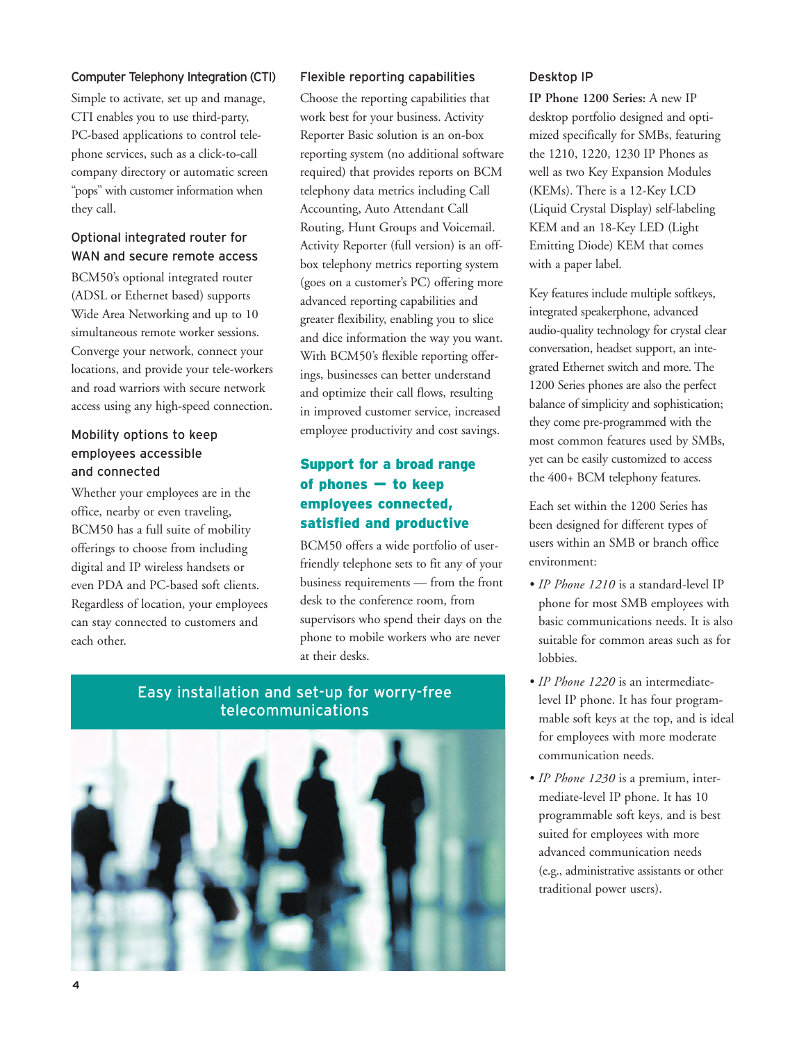### Computer Telephony Integration (CTI)

Simple to activate, set up and manage, CTI enables you to use third-party, PC-based applications to control telephone services, such as a click-to-call company directory or automatic screen "pops" with customer information when they call.

### Optional integrated router for WAN and secure remote access

BCM50's optional integrated router (ADSL or Ethernet based) supports Wide Area Networking and up to 10 simultaneous remote worker sessions. Converge your network, connect your locations, and provide your tele-workers and road warriors with secure network access using any high-speed connection.

### Mobility options to keep employees accessible and connected

Whether your employees are in the office, nearby or even traveling, BCM50 has a full suite of mobility offerings to choose from including digital and IP wireless handsets or even PDA and PC-based soft clients. Regardless of location, your employees can stay connected to customers and each other.

### Flexible reporting capabilities

Choose the reporting capabilities that work best for your business. Activity Reporter Basic solution is an on-box reporting system (no additional software required) that provides reports on BCM telephony data metrics including Call Accounting, Auto Attendant Call Routing, Hunt Groups and Voicemail. Activity Reporter (full version) is an off-box telephony metrics reporting system (goes on a customer's PC) offering more advanced reporting capabilities and greater flexibility, enabling you to slice and dice information the way you want. With BCM50's flexible reporting offerings, businesses can better understand and optimize their call flows, resulting in improved customer service, increased employee productivity and cost savings.

## Support for a broad range of phones — to keep employees connected, satisfied and productive

BCM50 offers a wide portfolio of user-friendly telephone sets to fit any of your business requirements — from the front desk to the conference room, from supervisors who spend their days on the phone to mobile workers who are never at their desks.

### Desktop IP

**IP Phone 1200 Series:** A new IP desktop portfolio designed and optimized specifically for SMBs, featuring the 1210, 1220, 1230 IP Phones as well as two Key Expansion Modules (KEMs). There is a 12-Key LCD (Liquid Crystal Display) self-labeling KEM and an 18-Key LED (Light Emitting Diode) KEM that comes with a paper label.

Key features include multiple softkeys, integrated speakerphone, advanced audio-quality technology for crystal clear conversation, headset support, an integrated Ethernet switch and more. The 1200 Series phones are also the perfect balance of simplicity and sophistication; they come pre-programmed with the most common features used by SMBs, yet can be easily customized to access the 400+ BCM telephony features.

Each set within the 1200 Series has been designed for different types of users within an SMB or branch office environment:

- *IP Phone 1210* is a standard-level IP phone for most SMB employees with basic communications needs. It is also suitable for common areas such as for lobbies.
- *IP Phone 1220* is an intermediate-level IP phone. It has four programmable soft keys at the top, and is ideal for employees with more moderate communication needs.
- *IP Phone 1230* is a premium, intermediate-level IP phone. It has 10 programmable soft keys, and is best suited for employees with more advanced communication needs (e.g., administrative assistants or other traditional power users).

## Easy installation and set-up for worry-free telecommunications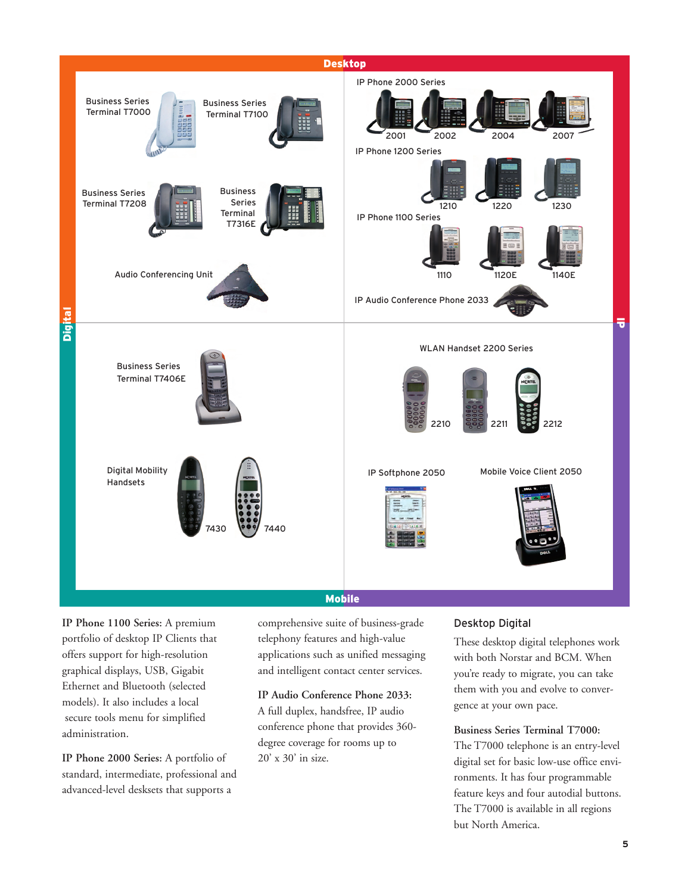**Desktop**

**Digital** | **IP**

Business Series Terminal T7000

Business Series Terminal T7100

Business Series Terminal T7208

Business Series Terminal T7316E

Audio Conferencing Unit

IP Phone 2000 Series

2001 2002 2004 2007

IP Phone 1200 Series

1210 1220 1230

IP Phone 1100 Series

1110 1120E 1140E

IP Audio Conference Phone 2033

Business Series Terminal T7406E

Digital Mobility Handsets

7430 7440

WLAN Handset 2200 Series

2210 2211 2212

IP Softphone 2050

Mobile Voice Client 2050

**Mobile**

**IP Phone 1100 Series:** A premium portfolio of desktop IP Clients that offers support for high-resolution graphical displays, USB, Gigabit Ethernet and Bluetooth (selected models). It also includes a local secure tools menu for simplified administration.

**IP Phone 2000 Series:** A portfolio of standard, intermediate, professional and advanced-level desksets that supports a comprehensive suite of business-grade telephony features and high-value applications such as unified messaging and intelligent contact center services.

**IP Audio Conference Phone 2033:** A full duplex, handsfree, IP audio conference phone that provides 360-degree coverage for rooms up to 20' x 30' in size.

## Desktop Digital

These desktop digital telephones work with both Norstar and BCM. When you're ready to migrate, you can take them with you and evolve to convergence at your own pace.

**Business Series Terminal T7000:** The T7000 telephone is an entry-level digital set for basic low-use office environments. It has four programmable feature keys and four autodial buttons. The T7000 is available in all regions but North America.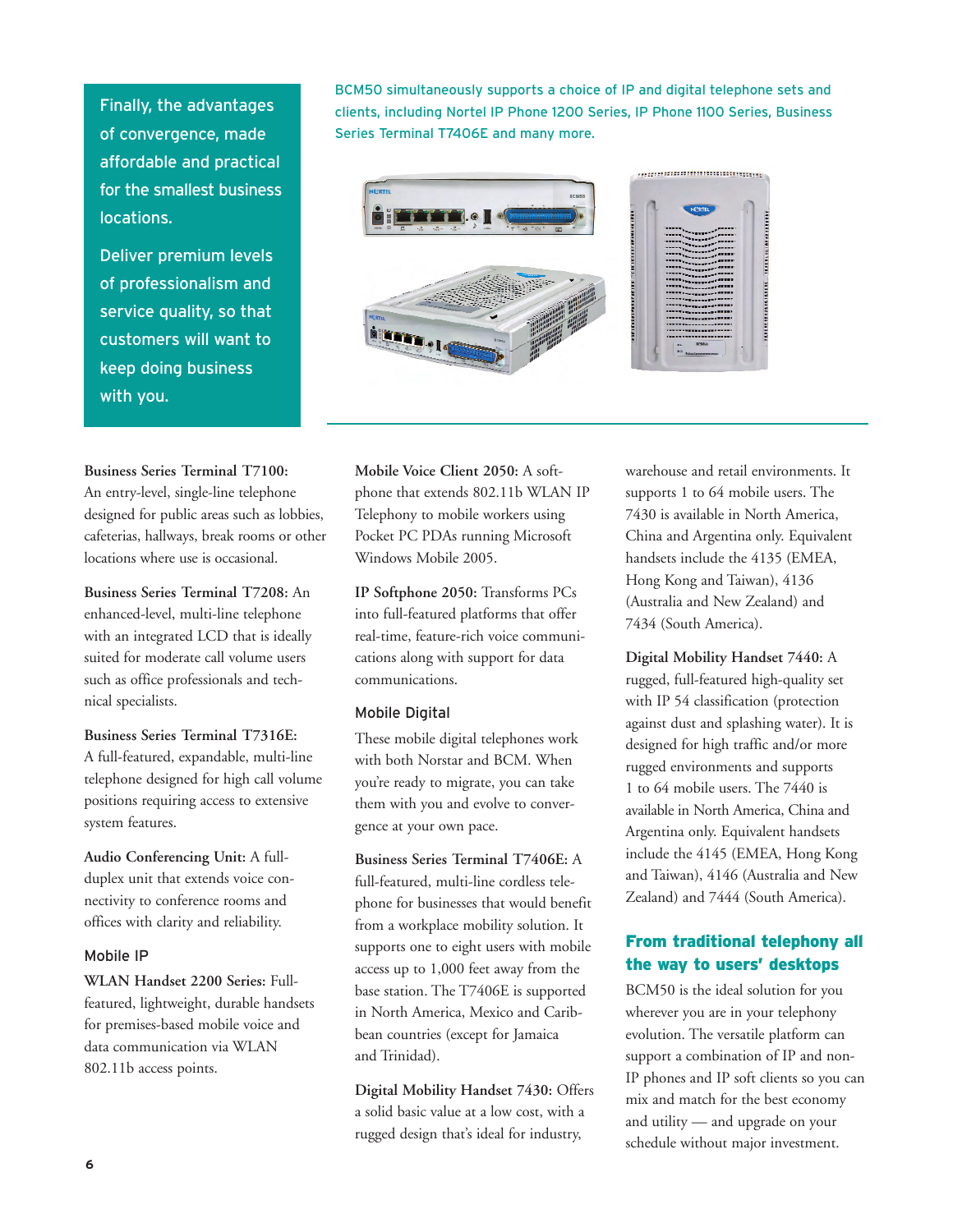Finally, the advantages of convergence, made affordable and practical for the smallest business locations.

Deliver premium levels of professionalism and service quality, so that customers will want to keep doing business with you.

BCM50 simultaneously supports a choice of IP and digital telephone sets and clients, including Nortel IP Phone 1200 Series, IP Phone 1100 Series, Business Series Terminal T7406E and many more.

**Business Series Terminal T7100:** An entry-level, single-line telephone designed for public areas such as lobbies, cafeterias, hallways, break rooms or other locations where use is occasional.

**Business Series Terminal T7208:** An enhanced-level, multi-line telephone with an integrated LCD that is ideally suited for moderate call volume users such as office professionals and technical specialists.

**Business Series Terminal T7316E:** A full-featured, expandable, multi-line telephone designed for high call volume positions requiring access to extensive system features.

**Audio Conferencing Unit:** A full-duplex unit that extends voice connectivity to conference rooms and offices with clarity and reliability.

### Mobile IP

**WLAN Handset 2200 Series:** Full-featured, lightweight, durable handsets for premises-based mobile voice and data communication via WLAN 802.11b access points.

**Mobile Voice Client 2050:** A softphone that extends 802.11b WLAN IP Telephony to mobile workers using Pocket PC PDAs running Microsoft Windows Mobile 2005.

**IP Softphone 2050:** Transforms PCs into full-featured platforms that offer real-time, feature-rich voice communications along with support for data communications.

### Mobile Digital

These mobile digital telephones work with both Norstar and BCM. When you're ready to migrate, you can take them with you and evolve to convergence at your own pace.

**Business Series Terminal T7406E:** A full-featured, multi-line cordless telephone for businesses that would benefit from a workplace mobility solution. It supports one to eight users with mobile access up to 1,000 feet away from the base station. The T7406E is supported in North America, Mexico and Caribbean countries (except for Jamaica and Trinidad).

**Digital Mobility Handset 7430:** Offers a solid basic value at a low cost, with a rugged design that's ideal for industry, warehouse and retail environments. It supports 1 to 64 mobile users. The 7430 is available in North America, China and Argentina only. Equivalent handsets include the 4135 (EMEA, Hong Kong and Taiwan), 4136 (Australia and New Zealand) and 7434 (South America).

**Digital Mobility Handset 7440:** A rugged, full-featured high-quality set with IP 54 classification (protection against dust and splashing water). It is designed for high traffic and/or more rugged environments and supports 1 to 64 mobile users. The 7440 is available in North America, China and Argentina only. Equivalent handsets include the 4145 (EMEA, Hong Kong and Taiwan), 4146 (Australia and New Zealand) and 7444 (South America).

## From traditional telephony all the way to users' desktops

BCM50 is the ideal solution for you wherever you are in your telephony evolution. The versatile platform can support a combination of IP and non-IP phones and IP soft clients so you can mix and match for the best economy and utility — and upgrade on your schedule without major investment.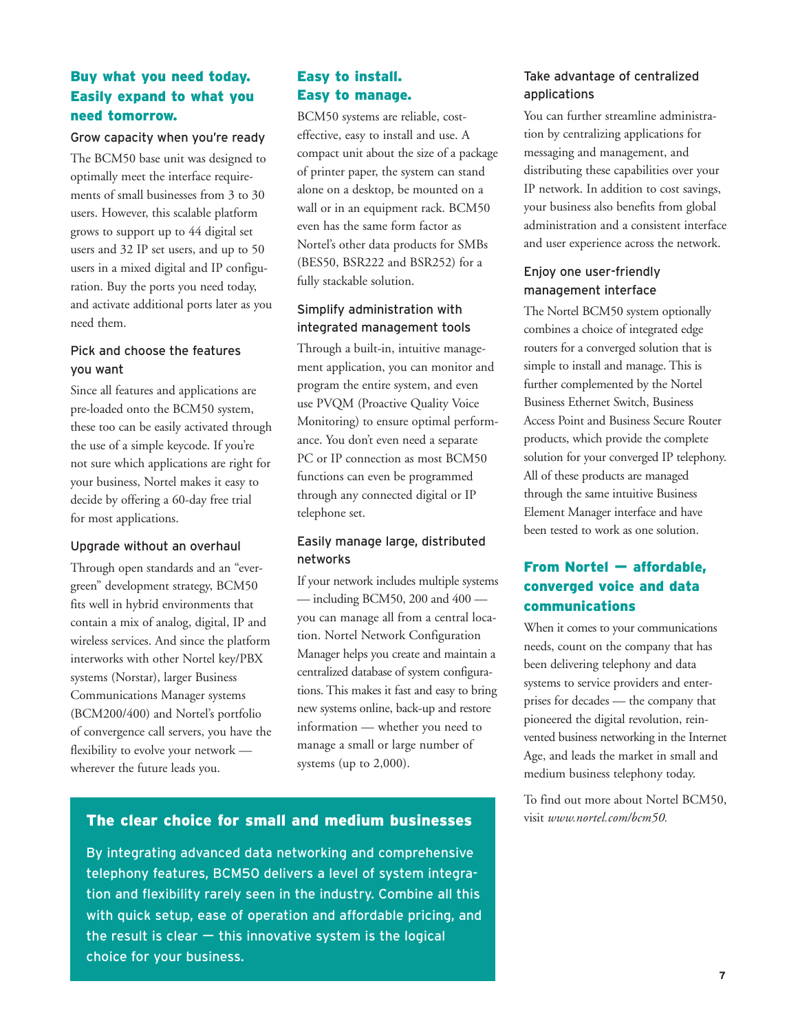## Buy what you need today. Easily expand to what you need tomorrow.

### Grow capacity when you're ready

The BCM50 base unit was designed to optimally meet the interface requirements of small businesses from 3 to 30 users. However, this scalable platform grows to support up to 44 digital set users and 32 IP set users, and up to 50 users in a mixed digital and IP configuration. Buy the ports you need today, and activate additional ports later as you need them.

### Pick and choose the features you want

Since all features and applications are pre-loaded onto the BCM50 system, these too can be easily activated through the use of a simple keycode. If you're not sure which applications are right for your business, Nortel makes it easy to decide by offering a 60-day free trial for most applications.

### Upgrade without an overhaul

Through open standards and an "ever-green" development strategy, BCM50 fits well in hybrid environments that contain a mix of analog, digital, IP and wireless services. And since the platform interworks with other Nortel key/PBX systems (Norstar), larger Business Communications Manager systems (BCM200/400) and Nortel's portfolio of convergence call servers, you have the flexibility to evolve your network — wherever the future leads you.

## Easy to install. Easy to manage.

BCM50 systems are reliable, cost-effective, easy to install and use. A compact unit about the size of a package of printer paper, the system can stand alone on a desktop, be mounted on a wall or in an equipment rack. BCM50 even has the same form factor as Nortel's other data products for SMBs (BES50, BSR222 and BSR252) for a fully stackable solution.

### Simplify administration with integrated management tools

Through a built-in, intuitive management application, you can monitor and program the entire system, and even use PVQM (Proactive Quality Voice Monitoring) to ensure optimal performance. You don't even need a separate PC or IP connection as most BCM50 functions can even be programmed through any connected digital or IP telephone set.

### Easily manage large, distributed networks

If your network includes multiple systems — including BCM50, 200 and 400 — you can manage all from a central location. Nortel Network Configuration Manager helps you create and maintain a centralized database of system configurations. This makes it fast and easy to bring new systems online, back-up and restore information — whether you need to manage a small or large number of systems (up to 2,000).

### Take advantage of centralized applications

You can further streamline administration by centralizing applications for messaging and management, and distributing these capabilities over your IP network. In addition to cost savings, your business also benefits from global administration and a consistent interface and user experience across the network.

### Enjoy one user-friendly management interface

The Nortel BCM50 system optionally combines a choice of integrated edge routers for a converged solution that is simple to install and manage. This is further complemented by the Nortel Business Ethernet Switch, Business Access Point and Business Secure Router products, which provide the complete solution for your converged IP telephony. All of these products are managed through the same intuitive Business Element Manager interface and have been tested to work as one solution.

## From Nortel — affordable, converged voice and data communications

When it comes to your communications needs, count on the company that has been delivering telephony and data systems to service providers and enterprises for decades — the company that pioneered the digital revolution, reinvented business networking in the Internet Age, and leads the market in small and medium business telephony today.

To find out more about Nortel BCM50, visit *www.nortel.com/bcm50.*

## The clear choice for small and medium businesses

By integrating advanced data networking and comprehensive telephony features, BCM50 delivers a level of system integration and flexibility rarely seen in the industry. Combine all this with quick setup, ease of operation and affordable pricing, and the result is clear — this innovative system is the logical choice for your business.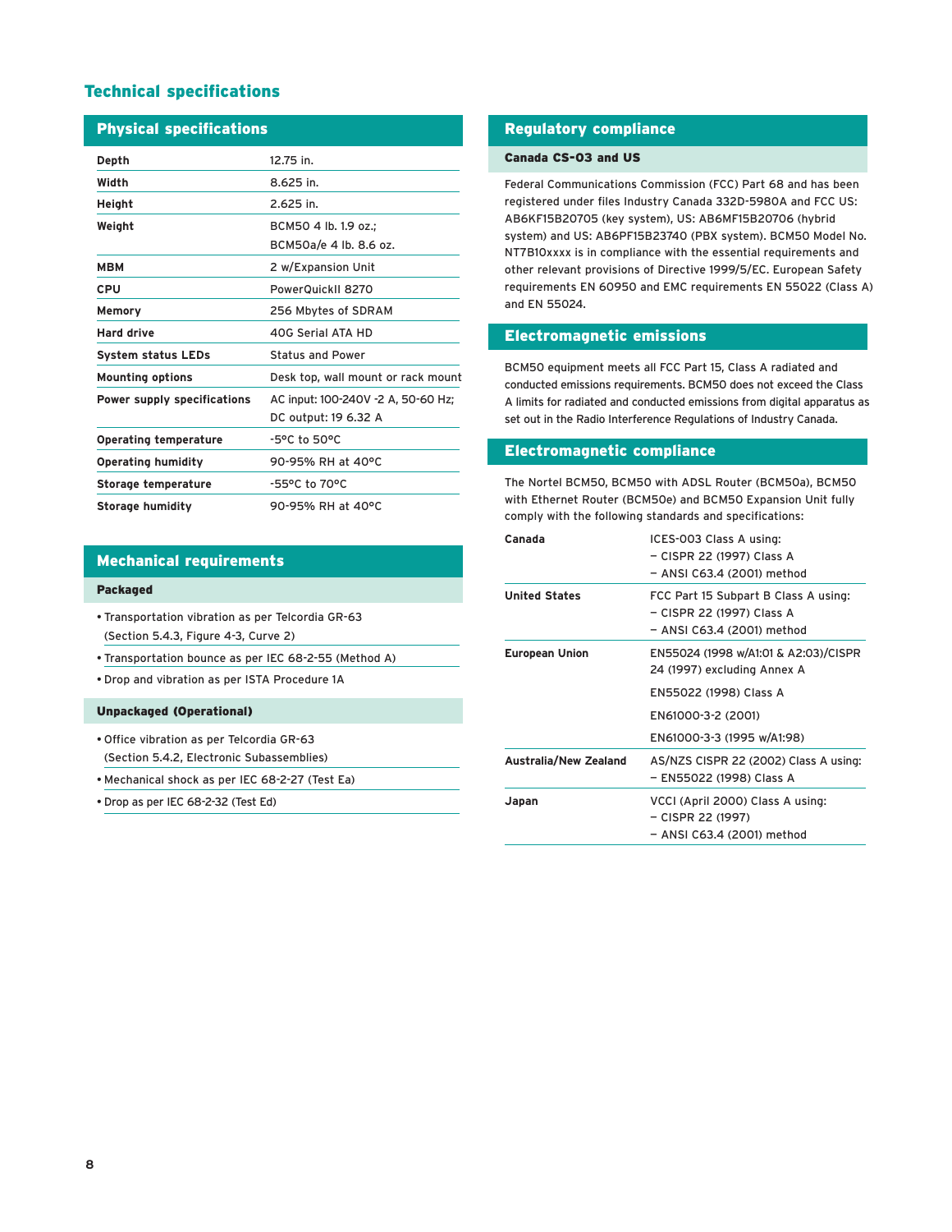# Technical specifications

## Physical specifications

| | |
|---|---|
| **Depth** | 12.75 in. |
| **Width** | 8.625 in. |
| **Height** | 2.625 in. |
| **Weight** | BCM50 4 lb. 1.9 oz.; BCM50a/e 4 lb. 8.6 oz. |
| **MBM** | 2 w/Expansion Unit |
| **CPU** | PowerQuickII 8270 |
| **Memory** | 256 Mbytes of SDRAM |
| **Hard drive** | 40G Serial ATA HD |
| **System status LEDs** | Status and Power |
| **Mounting options** | Desk top, wall mount or rack mount |
| **Power supply specifications** | AC input: 100-240V -2 A, 50-60 Hz; DC output: 19 6.32 A |
| **Operating temperature** | -5°C to 50°C |
| **Operating humidity** | 90-95% RH at 40°C |
| **Storage temperature** | -55°C to 70°C |
| **Storage humidity** | 90-95% RH at 40°C |

## Mechanical requirements

### Packaged

- Transportation vibration as per Telcordia GR-63 (Section 5.4.3, Figure 4-3, Curve 2)
- Transportation bounce as per IEC 68-2-55 (Method A)
- Drop and vibration as per ISTA Procedure 1A

### Unpackaged (Operational)

- Office vibration as per Telcordia GR-63 (Section 5.4.2, Electronic Subassemblies)
- Mechanical shock as per IEC 68-2-27 (Test Ea)
- Drop as per IEC 68-2-32 (Test Ed)

## Regulatory compliance

### Canada CS-03 and US

Federal Communications Commission (FCC) Part 68 and has been registered under files Industry Canada 332D-5980A and FCC US: AB6KF15B20705 (key system), US: AB6MF15B20706 (hybrid system) and US: AB6PF15B23740 (PBX system). BCM50 Model No. NT7B10xxxx is in compliance with the essential requirements and other relevant provisions of Directive 1999/5/EC. European Safety requirements EN 60950 and EMC requirements EN 55022 (Class A) and EN 55024.

## Electromagnetic emissions

BCM50 equipment meets all FCC Part 15, Class A radiated and conducted emissions requirements. BCM50 does not exceed the Class A limits for radiated and conducted emissions from digital apparatus as set out in the Radio Interference Regulations of Industry Canada.

## Electromagnetic compliance

The Nortel BCM50, BCM50 with ADSL Router (BCM50a), BCM50 with Ethernet Router (BCM50e) and BCM50 Expansion Unit fully comply with the following standards and specifications:

| | |
|---|---|
| **Canada** | ICES-003 Class A using: – CISPR 22 (1997) Class A – ANSI C63.4 (2001) method |
| **United States** | FCC Part 15 Subpart B Class A using: – CISPR 22 (1997) Class A – ANSI C63.4 (2001) method |
| **European Union** | EN55024 (1998 w/A1:01 & A2:03)/CISPR 24 (1997) excluding Annex A; EN55022 (1998) Class A; EN61000-3-2 (2001); EN61000-3-3 (1995 w/A1:98) |
| **Australia/New Zealand** | AS/NZS CISPR 22 (2002) Class A using: – EN55022 (1998) Class A |
| **Japan** | VCCI (April 2000) Class A using: – CISPR 22 (1997) – ANSI C63.4 (2001) method |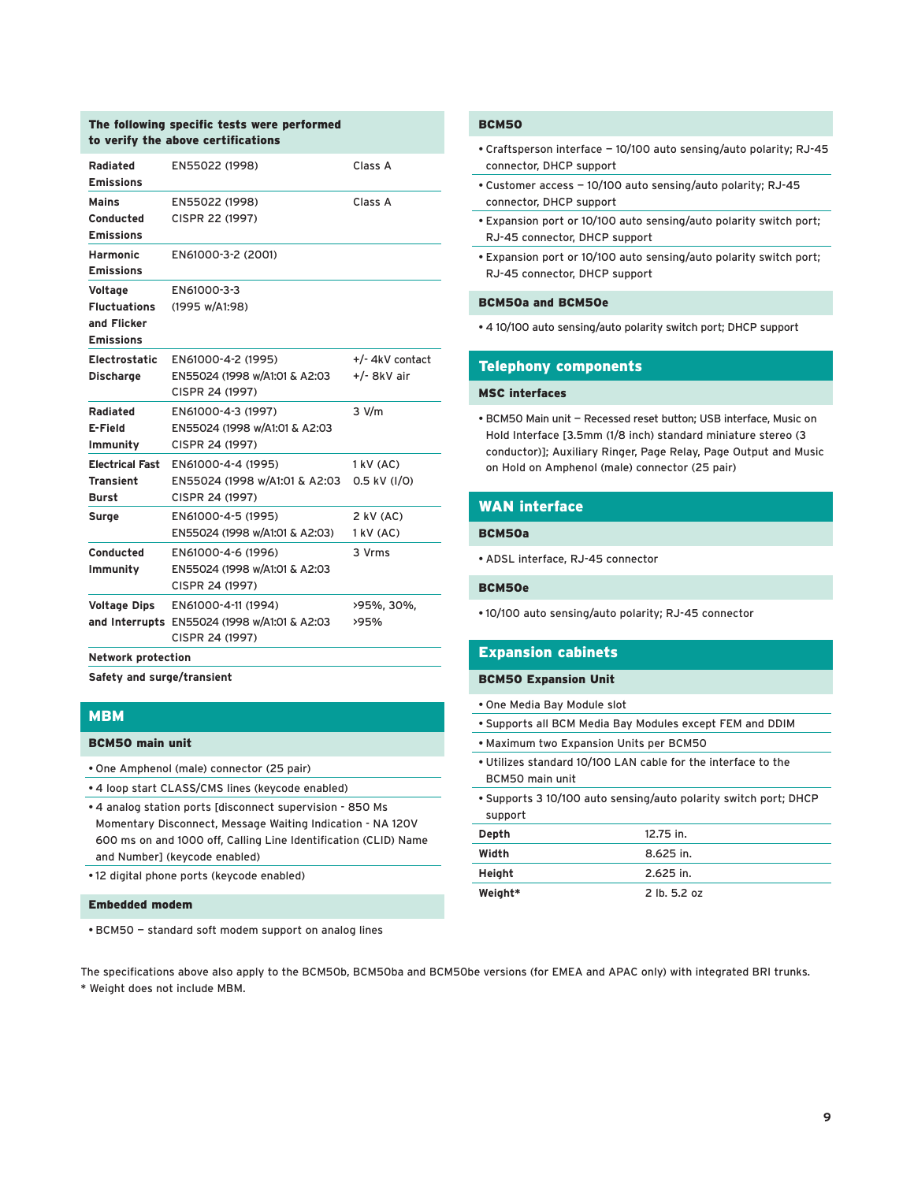| The following specific tests were performed to verify the above certifications | | |
|---|---|---|
| **Radiated Emissions** | EN55022 (1998) | Class A |
| **Mains Conducted Emissions** | EN55022 (1998)<br>CISPR 22 (1997) | Class A |
| **Harmonic Emissions** | EN61000-3-2 (2001) | |
| **Voltage Fluctuations and Flicker Emissions** | EN61000-3-3<br>(1995 w/A1:98) | |
| **Electrostatic Discharge** | EN61000-4-2 (1995)<br>EN55024 (1998 w/A1:01 & A2:03<br>CISPR 24 (1997) | +/- 4kV contact<br>+/- 8kV air |
| **Radiated E-Field Immunity** | EN61000-4-3 (1997)<br>EN55024 (1998 w/A1:01 & A2:03<br>CISPR 24 (1997) | 3 V/m |
| **Electrical Fast Transient Burst** | EN61000-4-4 (1995)<br>EN55024 (1998 w/A1:01 & A2:03<br>CISPR 24 (1997) | 1 kV (AC)<br>0.5 kV (I/O) |
| **Surge** | EN61000-4-5 (1995)<br>EN55024 (1998 w/A1:01 & A2:03) | 2 kV (AC)<br>1 kV (AC) |
| **Conducted Immunity** | EN61000-4-6 (1996)<br>EN55024 (1998 w/A1:01 & A2:03<br>CISPR 24 (1997) | 3 Vrms |
| **Voltage Dips and Interrupts** | EN61000-4-11 (1994)<br>EN55024 (1998 w/A1:01 & A2:03<br>CISPR 24 (1997) | >95%, 30%,<br>>95% |
| **Network protection** | | |
| **Safety and surge/transient** | | |

## MBM

### BCM50 main unit

- One Amphenol (male) connector (25 pair)
- 4 loop start CLASS/CMS lines (keycode enabled)
- 4 analog station ports [disconnect supervision - 850 Ms Momentary Disconnect, Message Waiting Indication - NA 120V 600 ms on and 1000 off, Calling Line Identification (CLID) Name and Number] (keycode enabled)
- 12 digital phone ports (keycode enabled)

### Embedded modem

- BCM50 – standard soft modem support on analog lines

### BCM50

- Craftsperson interface – 10/100 auto sensing/auto polarity; RJ-45 connector, DHCP support
- Customer access – 10/100 auto sensing/auto polarity; RJ-45 connector, DHCP support
- Expansion port or 10/100 auto sensing/auto polarity switch port; RJ-45 connector, DHCP support
- Expansion port or 10/100 auto sensing/auto polarity switch port; RJ-45 connector, DHCP support

### BCM50a and BCM50e

- 4 10/100 auto sensing/auto polarity switch port; DHCP support

## Telephony components

### MSC interfaces

- BCM50 Main unit – Recessed reset button; USB interface, Music on Hold Interface [3.5mm (1/8 inch) standard miniature stereo (3 conductor)]; Auxiliary Ringer, Page Relay, Page Output and Music on Hold on Amphenol (male) connector (25 pair)

## WAN interface

### BCM50a

- ADSL interface, RJ-45 connector

### BCM50e

- 10/100 auto sensing/auto polarity; RJ-45 connector

## Expansion cabinets

### BCM50 Expansion Unit

- One Media Bay Module slot
- Supports all BCM Media Bay Modules except FEM and DDIM
- Maximum two Expansion Units per BCM50
- Utilizes standard 10/100 LAN cable for the interface to the BCM50 main unit
- Supports 3 10/100 auto sensing/auto polarity switch port; DHCP support

| | |
|---|---|
| **Depth** | 12.75 in. |
| **Width** | 8.625 in. |
| **Height** | 2.625 in. |
| **Weight*** | 2 lb. 5.2 oz |

The specifications above also apply to the BCM50b, BCM50ba and BCM50be versions (for EMEA and APAC only) with integrated BRI trunks.

* Weight does not include MBM.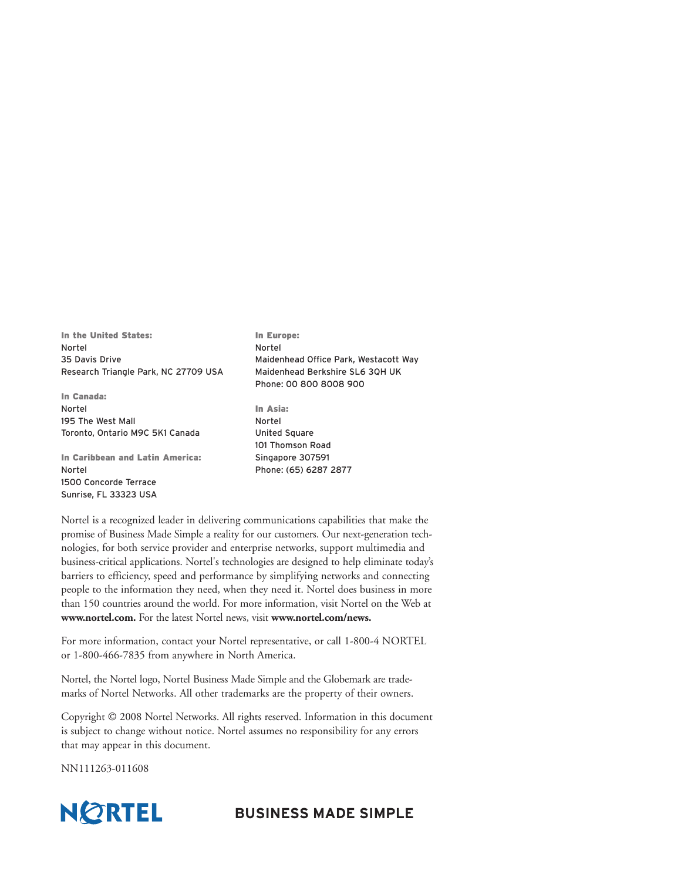**In the United States:**
Nortel
35 Davis Drive
Research Triangle Park, NC 27709 USA

**In Canada:**
Nortel
195 The West Mall
Toronto, Ontario M9C 5K1 Canada

**In Caribbean and Latin America:**
Nortel
1500 Concorde Terrace
Sunrise, FL 33323 USA

**In Europe:**
Nortel
Maidenhead Office Park, Westacott Way
Maidenhead Berkshire SL6 3QH UK
Phone: 00 800 8008 900

**In Asia:**
Nortel
United Square
101 Thomson Road
Singapore 307591
Phone: (65) 6287 2877

Nortel is a recognized leader in delivering communications capabilities that make the promise of Business Made Simple a reality for our customers. Our next-generation technologies, for both service provider and enterprise networks, support multimedia and business-critical applications. Nortel's technologies are designed to help eliminate today's barriers to efficiency, speed and performance by simplifying networks and connecting people to the information they need, when they need it. Nortel does business in more than 150 countries around the world. For more information, visit Nortel on the Web at **www.nortel.com.** For the latest Nortel news, visit **www.nortel.com/news.**

For more information, contact your Nortel representative, or call 1-800-4 NORTEL or 1-800-466-7835 from anywhere in North America.

Nortel, the Nortel logo, Nortel Business Made Simple and the Globemark are trademarks of Nortel Networks. All other trademarks are the property of their owners.

Copyright © 2008 Nortel Networks. All rights reserved. Information in this document is subject to change without notice. Nortel assumes no responsibility for any errors that may appear in this document.

NN111263-011608

NORTEL

**BUSINESS MADE SIMPLE**